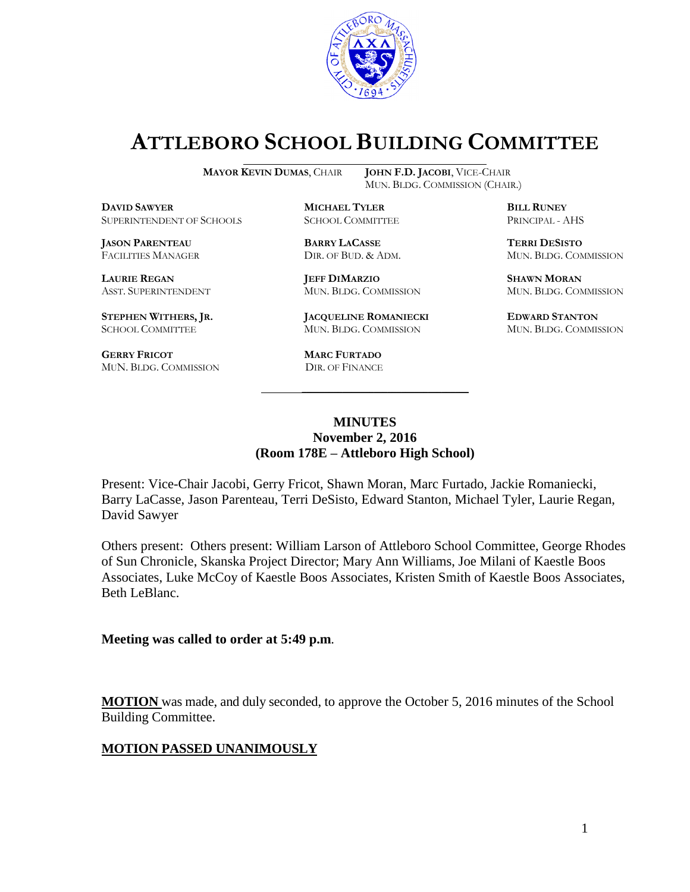# ATTLEBORO SCHOOL BUILDING COMMITTEE

**MAYOR KEVIN DUMAS**, CHAIR **JOHN F.D. JACOBI**, VICE-CHAIR
MUN. BLDG. COMMISSION (CHAIR.)

**DAVID SAWYER**
SUPERINTENDENT OF SCHOOLS

**MICHAEL TYLER**
SCHOOL COMMITTEE

**BILL RUNEY**
PRINCIPAL - AHS

**JASON PARENTEAU**
FACILITIES MANAGER

**BARRY LACASSE**
DIR. OF BUD. & ADM.

**TERRI DESISTO**
MUN. BLDG. COMMISSION

**LAURIE REGAN**
ASST. SUPERINTENDENT

**JEFF DIMARZIO**
MUN. BLDG. COMMISSION

**SHAWN MORAN**
MUN. BLDG. COMMISSION

**STEPHEN WITHERS, JR.**
SCHOOL COMMITTEE

**JACQUELINE ROMANIECKI**
MUN. BLDG. COMMISSION

**EDWARD STANTON**
MUN. BLDG. COMMISSION

**GERRY FRICOT**
MUN. BLDG. COMMISSION

**MARC FURTADO**
DIR. OF FINANCE

---

**MINUTES**
**November 2, 2016**
**(Room 178E – Attleboro High School)**

Present: Vice-Chair Jacobi, Gerry Fricot, Shawn Moran, Marc Furtado, Jackie Romaniecki, Barry LaCasse, Jason Parenteau, Terri DeSisto, Edward Stanton, Michael Tyler, Laurie Regan, David Sawyer

Others present: Others present: William Larson of Attleboro School Committee, George Rhodes of Sun Chronicle, Skanska Project Director; Mary Ann Williams, Joe Milani of Kaestle Boos Associates, Luke McCoy of Kaestle Boos Associates, Kristen Smith of Kaestle Boos Associates, Beth LeBlanc.

**Meeting was called to order at 5:49 p.m**.

**MOTION** was made, and duly seconded, to approve the October 5, 2016 minutes of the School Building Committee.

**MOTION PASSED UNANIMOUSLY**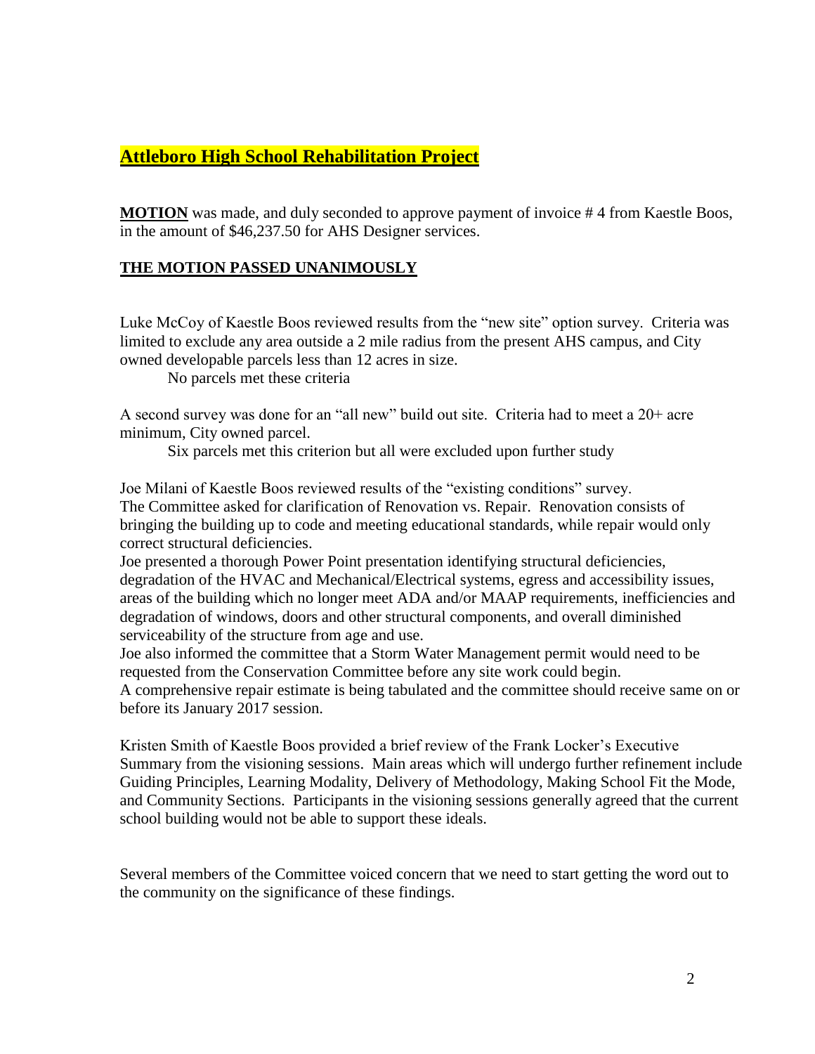## **Attleboro High School Rehabilitation Project**

**MOTION** was made, and duly seconded to approve payment of invoice # 4 from Kaestle Boos, in the amount of $46,237.50 for AHS Designer services.

**THE MOTION PASSED UNANIMOUSLY**

Luke McCoy of Kaestle Boos reviewed results from the "new site" option survey. Criteria was limited to exclude any area outside a 2 mile radius from the present AHS campus, and City owned developable parcels less than 12 acres in size.

No parcels met these criteria

A second survey was done for an "all new" build out site. Criteria had to meet a 20+ acre minimum, City owned parcel.

Six parcels met this criterion but all were excluded upon further study

Joe Milani of Kaestle Boos reviewed results of the "existing conditions" survey.
The Committee asked for clarification of Renovation vs. Repair. Renovation consists of bringing the building up to code and meeting educational standards, while repair would only correct structural deficiencies.
Joe presented a thorough Power Point presentation identifying structural deficiencies, degradation of the HVAC and Mechanical/Electrical systems, egress and accessibility issues, areas of the building which no longer meet ADA and/or MAAP requirements, inefficiencies and degradation of windows, doors and other structural components, and overall diminished serviceability of the structure from age and use.
Joe also informed the committee that a Storm Water Management permit would need to be requested from the Conservation Committee before any site work could begin.
A comprehensive repair estimate is being tabulated and the committee should receive same on or before its January 2017 session.

Kristen Smith of Kaestle Boos provided a brief review of the Frank Locker's Executive Summary from the visioning sessions. Main areas which will undergo further refinement include Guiding Principles, Learning Modality, Delivery of Methodology, Making School Fit the Mode, and Community Sections. Participants in the visioning sessions generally agreed that the current school building would not be able to support these ideals.

Several members of the Committee voiced concern that we need to start getting the word out to the community on the significance of these findings.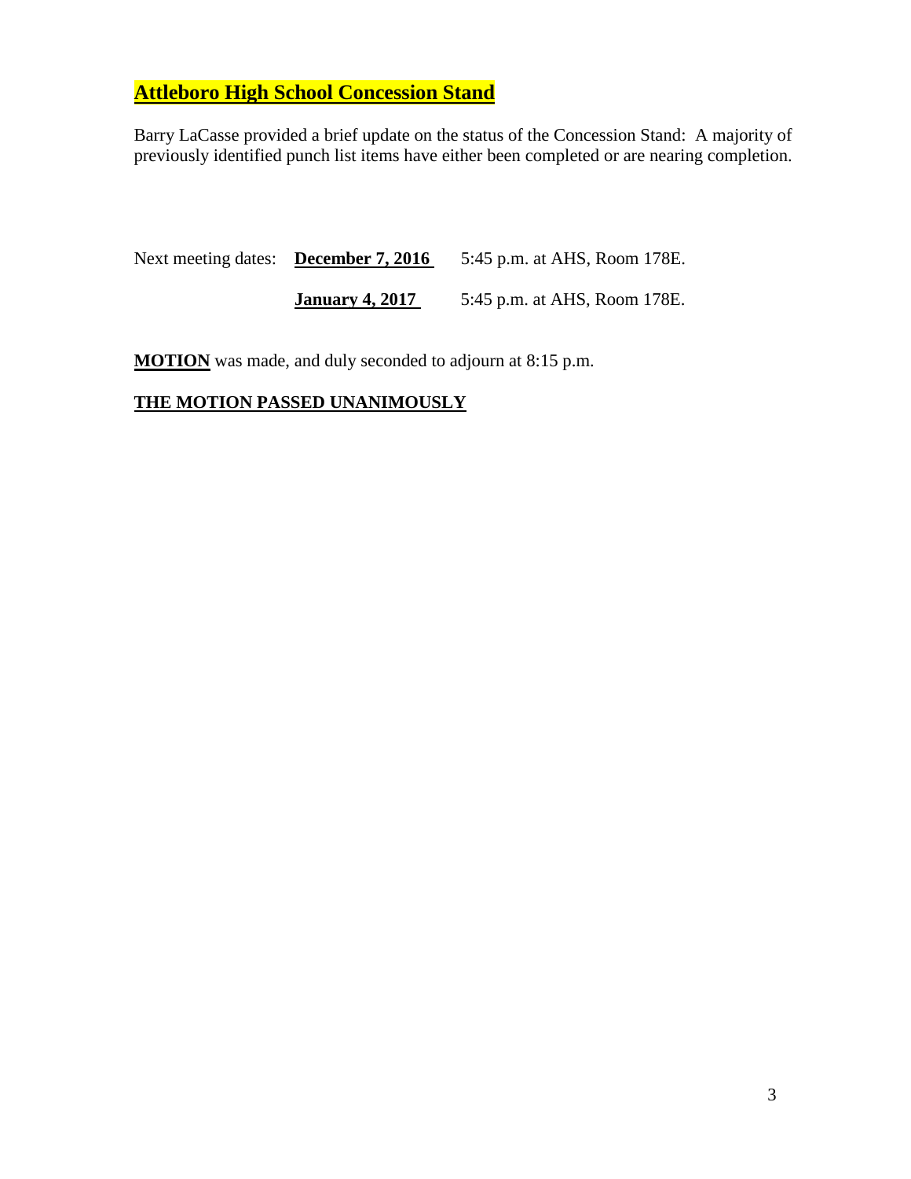## Attleboro High School Concession Stand

Barry LaCasse provided a brief update on the status of the Concession Stand: A majority of previously identified punch list items have either been completed or are nearing completion.

Next meeting dates: **December 7, 2016** 5:45 p.m. at AHS, Room 178E.

**January 4, 2017** 5:45 p.m. at AHS, Room 178E.

**MOTION** was made, and duly seconded to adjourn at 8:15 p.m.

**THE MOTION PASSED UNANIMOUSLY**